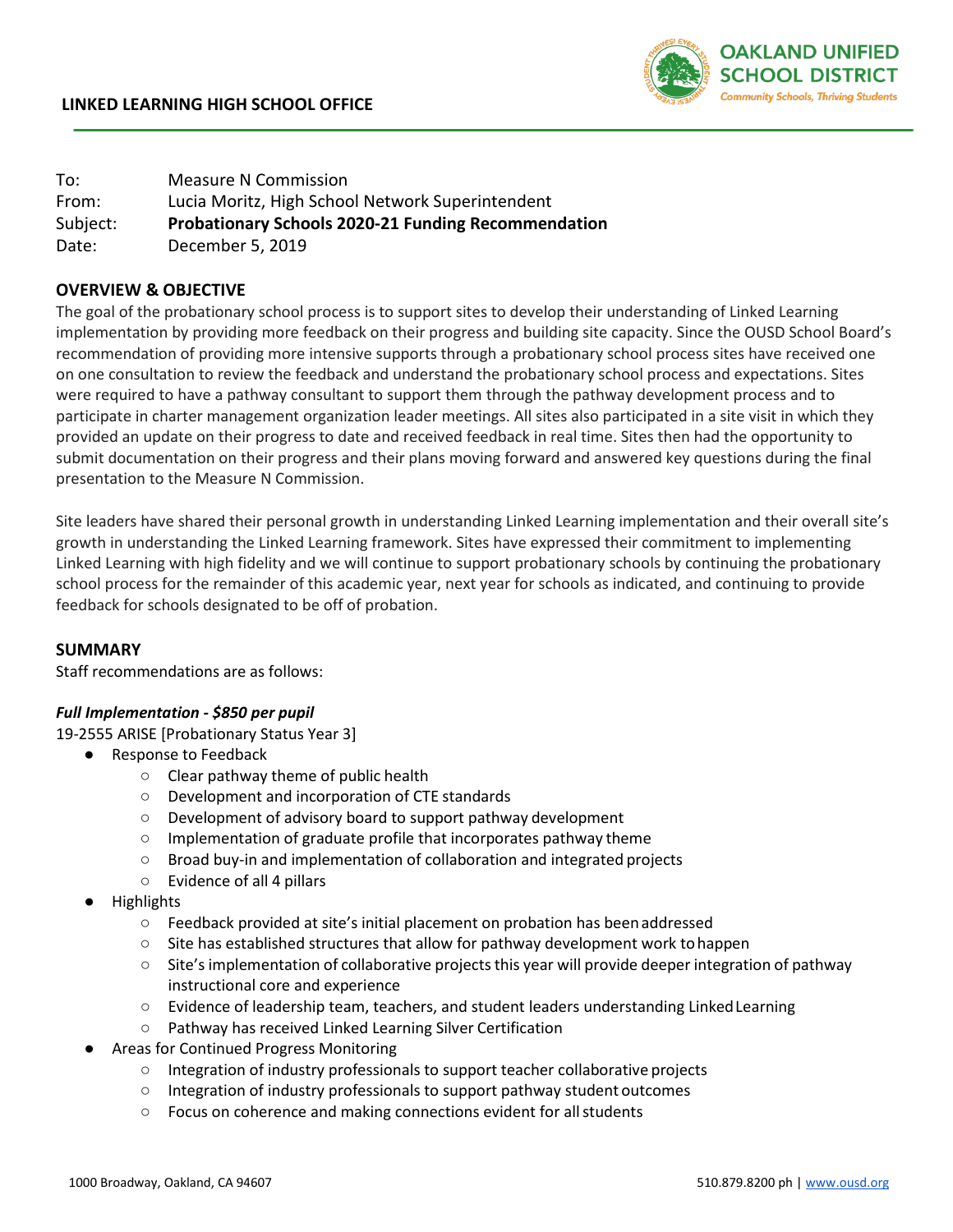**LINKED LEARNING HIGH SCHOOL OFFICE**

**OAKLAND UNIFIED SCHOOL DISTRICT**
*Community Schools, Thriving Students*

To: Measure N Commission
From: Lucia Moritz, High School Network Superintendent
Subject: **Probationary Schools 2020-21 Funding Recommendation**
Date: December 5, 2019

## OVERVIEW & OBJECTIVE

The goal of the probationary school process is to support sites to develop their understanding of Linked Learning implementation by providing more feedback on their progress and building site capacity. Since the OUSD School Board's recommendation of providing more intensive supports through a probationary school process sites have received one on one consultation to review the feedback and understand the probationary school process and expectations. Sites were required to have a pathway consultant to support them through the pathway development process and to participate in charter management organization leader meetings. All sites also participated in a site visit in which they provided an update on their progress to date and received feedback in real time. Sites then had the opportunity to submit documentation on their progress and their plans moving forward and answered key questions during the final presentation to the Measure N Commission.

Site leaders have shared their personal growth in understanding Linked Learning implementation and their overall site's growth in understanding the Linked Learning framework. Sites have expressed their commitment to implementing Linked Learning with high fidelity and we will continue to support probationary schools by continuing the probationary school process for the remainder of this academic year, next year for schools as indicated, and continuing to provide feedback for schools designated to be off of probation.

## SUMMARY

Staff recommendations are as follows:

***Full Implementation - $850 per pupil***

19-2555 ARISE [Probationary Status Year 3]

- Response to Feedback
  - Clear pathway theme of public health
  - Development and incorporation of CTE standards
  - Development of advisory board to support pathway development
  - Implementation of graduate profile that incorporates pathway theme
  - Broad buy-in and implementation of collaboration and integrated projects
  - Evidence of all 4 pillars
- Highlights
  - Feedback provided at site's initial placement on probation has been addressed
  - Site has established structures that allow for pathway development work to happen
  - Site's implementation of collaborative projects this year will provide deeper integration of pathway instructional core and experience
  - Evidence of leadership team, teachers, and student leaders understanding Linked Learning
  - Pathway has received Linked Learning Silver Certification
- Areas for Continued Progress Monitoring
  - Integration of industry professionals to support teacher collaborative projects
  - Integration of industry professionals to support pathway student outcomes
  - Focus on coherence and making connections evident for all students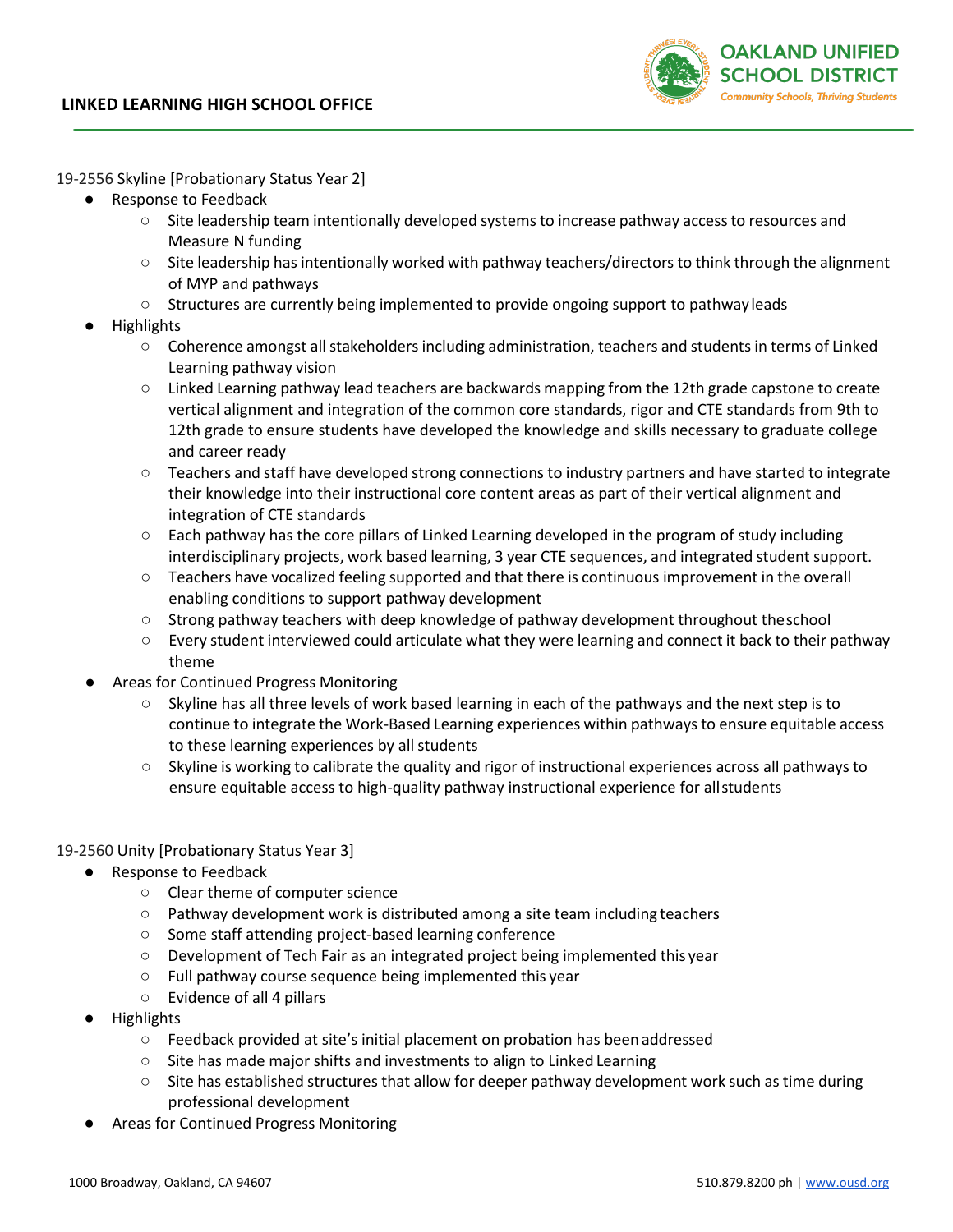19-2556 Skyline [Probationary Status Year 2]

- Response to Feedback
  - Site leadership team intentionally developed systems to increase pathway access to resources and Measure N funding
  - Site leadership has intentionally worked with pathway teachers/directors to think through the alignment of MYP and pathways
  - Structures are currently being implemented to provide ongoing support to pathway leads
- Highlights
  - Coherence amongst all stakeholders including administration, teachers and students in terms of Linked Learning pathway vision
  - Linked Learning pathway lead teachers are backwards mapping from the 12th grade capstone to create vertical alignment and integration of the common core standards, rigor and CTE standards from 9th to 12th grade to ensure students have developed the knowledge and skills necessary to graduate college and career ready
  - Teachers and staff have developed strong connections to industry partners and have started to integrate their knowledge into their instructional core content areas as part of their vertical alignment and integration of CTE standards
  - Each pathway has the core pillars of Linked Learning developed in the program of study including interdisciplinary projects, work based learning, 3 year CTE sequences, and integrated student support.
  - Teachers have vocalized feeling supported and that there is continuous improvement in the overall enabling conditions to support pathway development
  - Strong pathway teachers with deep knowledge of pathway development throughout the school
  - Every student interviewed could articulate what they were learning and connect it back to their pathway theme
- Areas for Continued Progress Monitoring
  - Skyline has all three levels of work based learning in each of the pathways and the next step is to continue to integrate the Work-Based Learning experiences within pathways to ensure equitable access to these learning experiences by all students
  - Skyline is working to calibrate the quality and rigor of instructional experiences across all pathways to ensure equitable access to high-quality pathway instructional experience for all students

19-2560 Unity [Probationary Status Year 3]

- Response to Feedback
  - Clear theme of computer science
  - Pathway development work is distributed among a site team including teachers
  - Some staff attending project-based learning conference
  - Development of Tech Fair as an integrated project being implemented this year
  - Full pathway course sequence being implemented this year
  - Evidence of all 4 pillars
- Highlights
  - Feedback provided at site's initial placement on probation has been addressed
  - Site has made major shifts and investments to align to Linked Learning
  - Site has established structures that allow for deeper pathway development work such as time during professional development
- Areas for Continued Progress Monitoring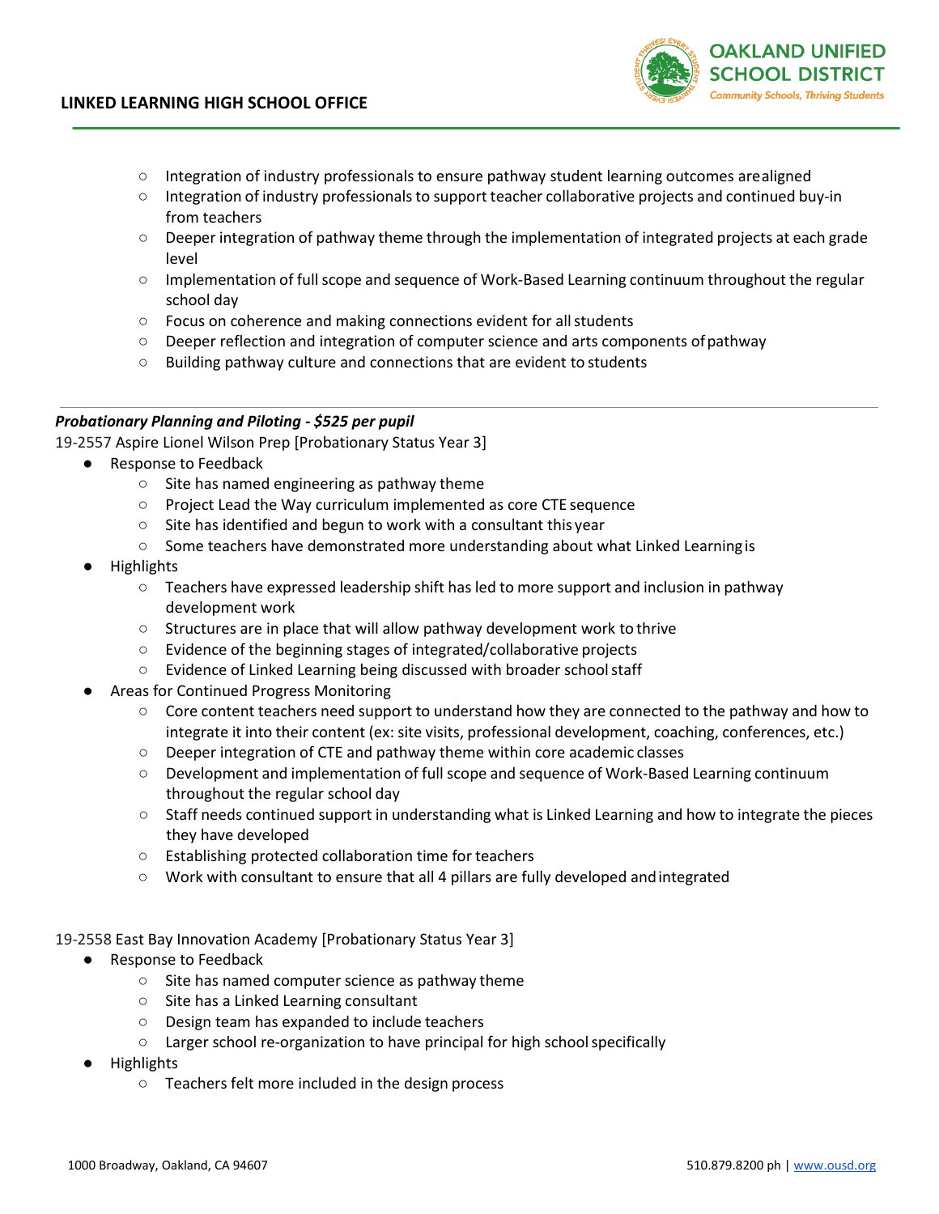- Integration of industry professionals to ensure pathway student learning outcomes are aligned
    - Integration of industry professionals to support teacher collaborative projects and continued buy-in from teachers
    - Deeper integration of pathway theme through the implementation of integrated projects at each grade level
    - Implementation of full scope and sequence of Work-Based Learning continuum throughout the regular school day
    - Focus on coherence and making connections evident for all students
    - Deeper reflection and integration of computer science and arts components of pathway
    - Building pathway culture and connections that are evident to students

---

***Probationary Planning and Piloting - $525 per pupil***

19-2557 Aspire Lionel Wilson Prep [Probationary Status Year 3]

- Response to Feedback
    - Site has named engineering as pathway theme
    - Project Lead the Way curriculum implemented as core CTE sequence
    - Site has identified and begun to work with a consultant this year
    - Some teachers have demonstrated more understanding about what Linked Learning is
- Highlights
    - Teachers have expressed leadership shift has led to more support and inclusion in pathway development work
    - Structures are in place that will allow pathway development work to thrive
    - Evidence of the beginning stages of integrated/collaborative projects
    - Evidence of Linked Learning being discussed with broader school staff
- Areas for Continued Progress Monitoring
    - Core content teachers need support to understand how they are connected to the pathway and how to integrate it into their content (ex: site visits, professional development, coaching, conferences, etc.)
    - Deeper integration of CTE and pathway theme within core academic classes
    - Development and implementation of full scope and sequence of Work-Based Learning continuum throughout the regular school day
    - Staff needs continued support in understanding what is Linked Learning and how to integrate the pieces they have developed
    - Establishing protected collaboration time for teachers
    - Work with consultant to ensure that all 4 pillars are fully developed and integrated

19-2558 East Bay Innovation Academy [Probationary Status Year 3]

- Response to Feedback
    - Site has named computer science as pathway theme
    - Site has a Linked Learning consultant
    - Design team has expanded to include teachers
    - Larger school re-organization to have principal for high school specifically
- Highlights
    - Teachers felt more included in the design process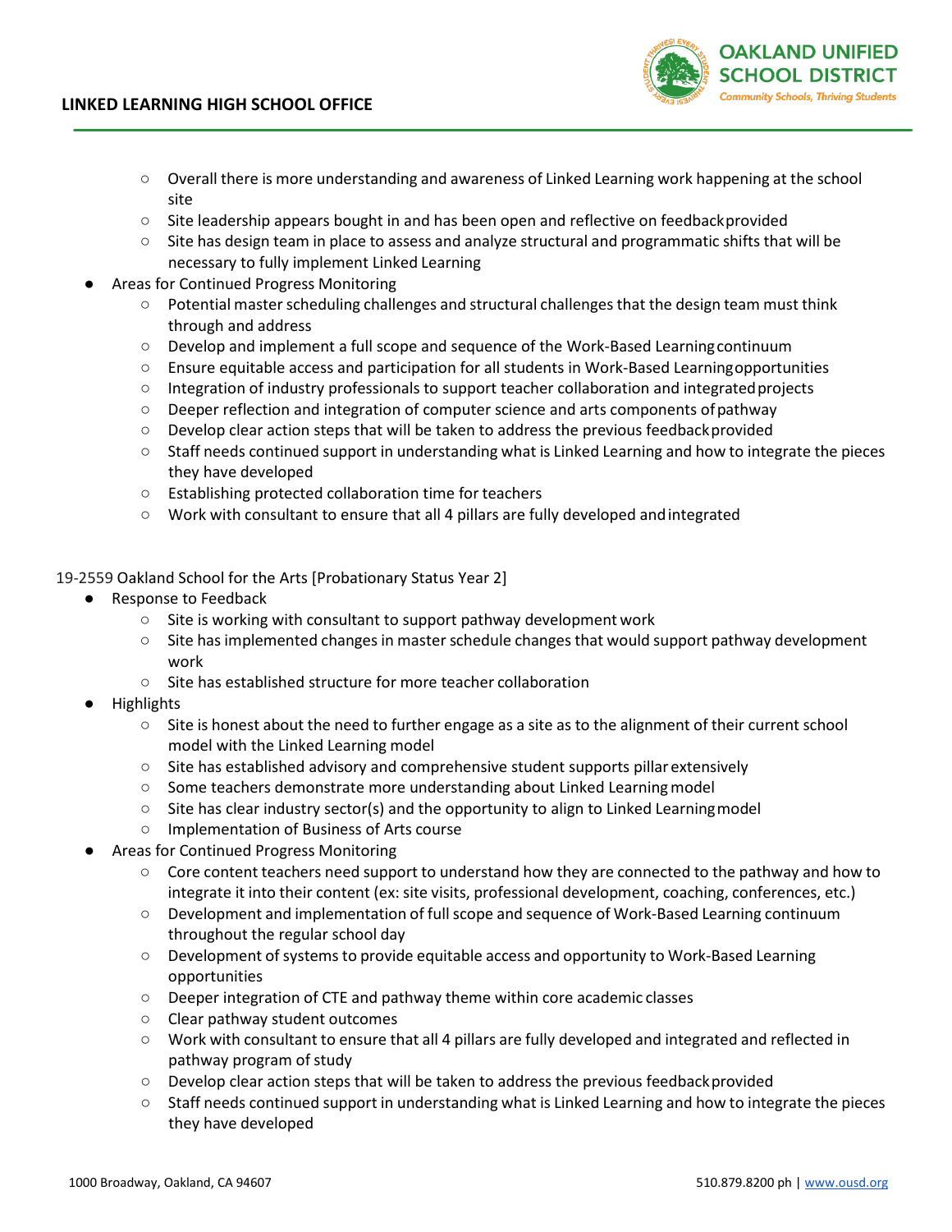- Overall there is more understanding and awareness of Linked Learning work happening at the school site
    - Site leadership appears bought in and has been open and reflective on feedback provided
    - Site has design team in place to assess and analyze structural and programmatic shifts that will be necessary to fully implement Linked Learning
- Areas for Continued Progress Monitoring
    - Potential master scheduling challenges and structural challenges that the design team must think through and address
    - Develop and implement a full scope and sequence of the Work-Based Learning continuum
    - Ensure equitable access and participation for all students in Work-Based Learning opportunities
    - Integration of industry professionals to support teacher collaboration and integrated projects
    - Deeper reflection and integration of computer science and arts components of pathway
    - Develop clear action steps that will be taken to address the previous feedback provided
    - Staff needs continued support in understanding what is Linked Learning and how to integrate the pieces they have developed
    - Establishing protected collaboration time for teachers
    - Work with consultant to ensure that all 4 pillars are fully developed and integrated

19-2559 Oakland School for the Arts [Probationary Status Year 2]

- Response to Feedback
    - Site is working with consultant to support pathway development work
    - Site has implemented changes in master schedule changes that would support pathway development work
    - Site has established structure for more teacher collaboration
- Highlights
    - Site is honest about the need to further engage as a site as to the alignment of their current school model with the Linked Learning model
    - Site has established advisory and comprehensive student supports pillar extensively
    - Some teachers demonstrate more understanding about Linked Learning model
    - Site has clear industry sector(s) and the opportunity to align to Linked Learning model
    - Implementation of Business of Arts course
- Areas for Continued Progress Monitoring
    - Core content teachers need support to understand how they are connected to the pathway and how to integrate it into their content (ex: site visits, professional development, coaching, conferences, etc.)
    - Development and implementation of full scope and sequence of Work-Based Learning continuum throughout the regular school day
    - Development of systems to provide equitable access and opportunity to Work-Based Learning opportunities
    - Deeper integration of CTE and pathway theme within core academic classes
    - Clear pathway student outcomes
    - Work with consultant to ensure that all 4 pillars are fully developed and integrated and reflected in pathway program of study
    - Develop clear action steps that will be taken to address the previous feedback provided
    - Staff needs continued support in understanding what is Linked Learning and how to integrate the pieces they have developed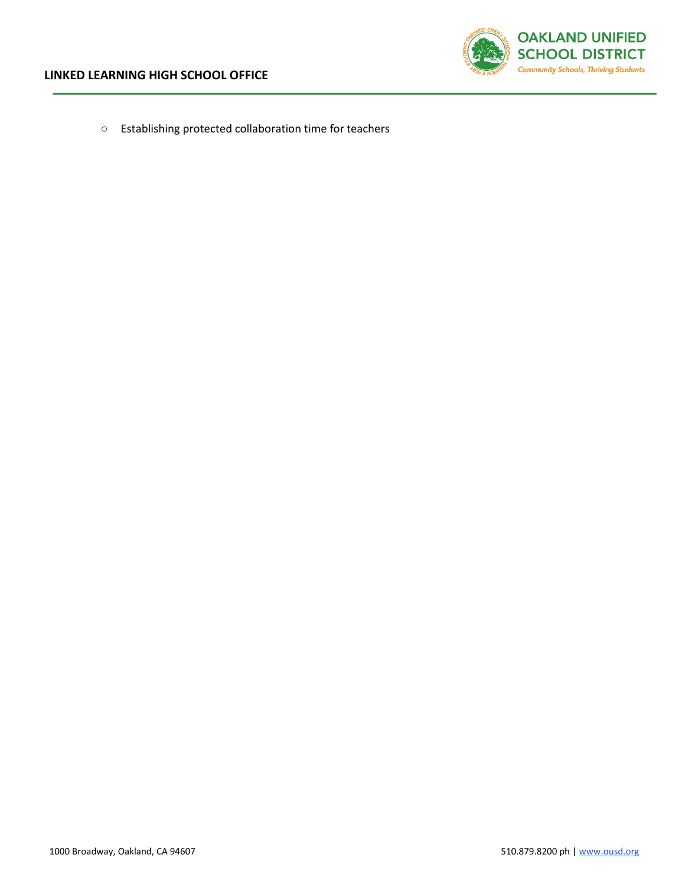- Establishing protected collaboration time for teachers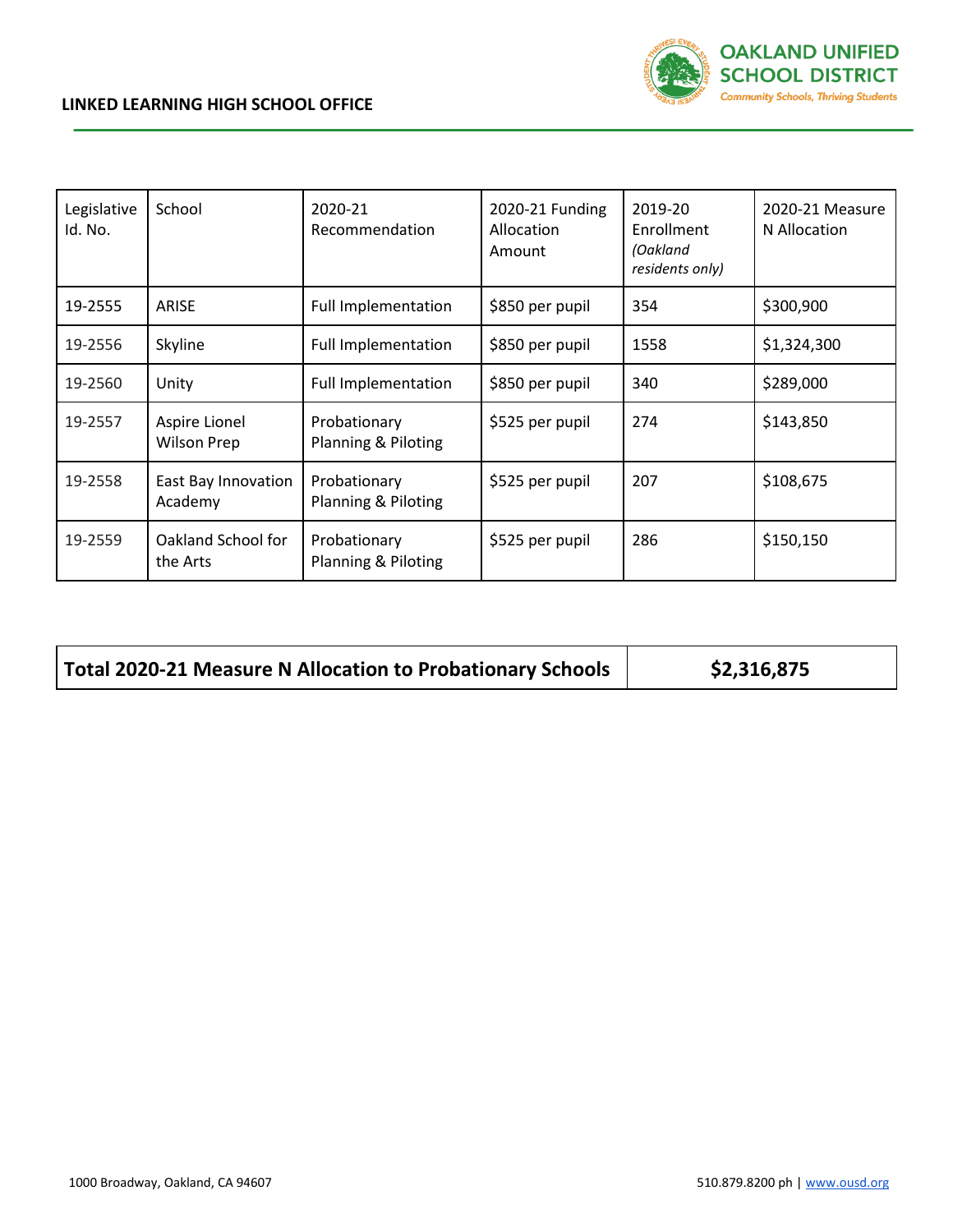| Legislative Id. No. | School | 2020-21 Recommendation | 2020-21 Funding Allocation Amount | 2019-20 Enrollment *(Oakland residents only)* | 2020-21 Measure N Allocation |
|---|---|---|---|---|---|
| 19-2555 | ARISE | Full Implementation | $850 per pupil | 354 | $300,900 |
| 19-2556 | Skyline | Full Implementation | $850 per pupil | 1558 | $1,324,300 |
| 19-2560 | Unity | Full Implementation | $850 per pupil | 340 | $289,000 |
| 19-2557 | Aspire Lionel Wilson Prep | Probationary Planning & Piloting | $525 per pupil | 274 | $143,850 |
| 19-2558 | East Bay Innovation Academy | Probationary Planning & Piloting | $525 per pupil | 207 | $108,675 |
| 19-2559 | Oakland School for the Arts | Probationary Planning & Piloting | $525 per pupil | 286 | $150,150 |

| | |
|---|---|
| **Total 2020-21 Measure N Allocation to Probationary Schools** | **$2,316,875** |